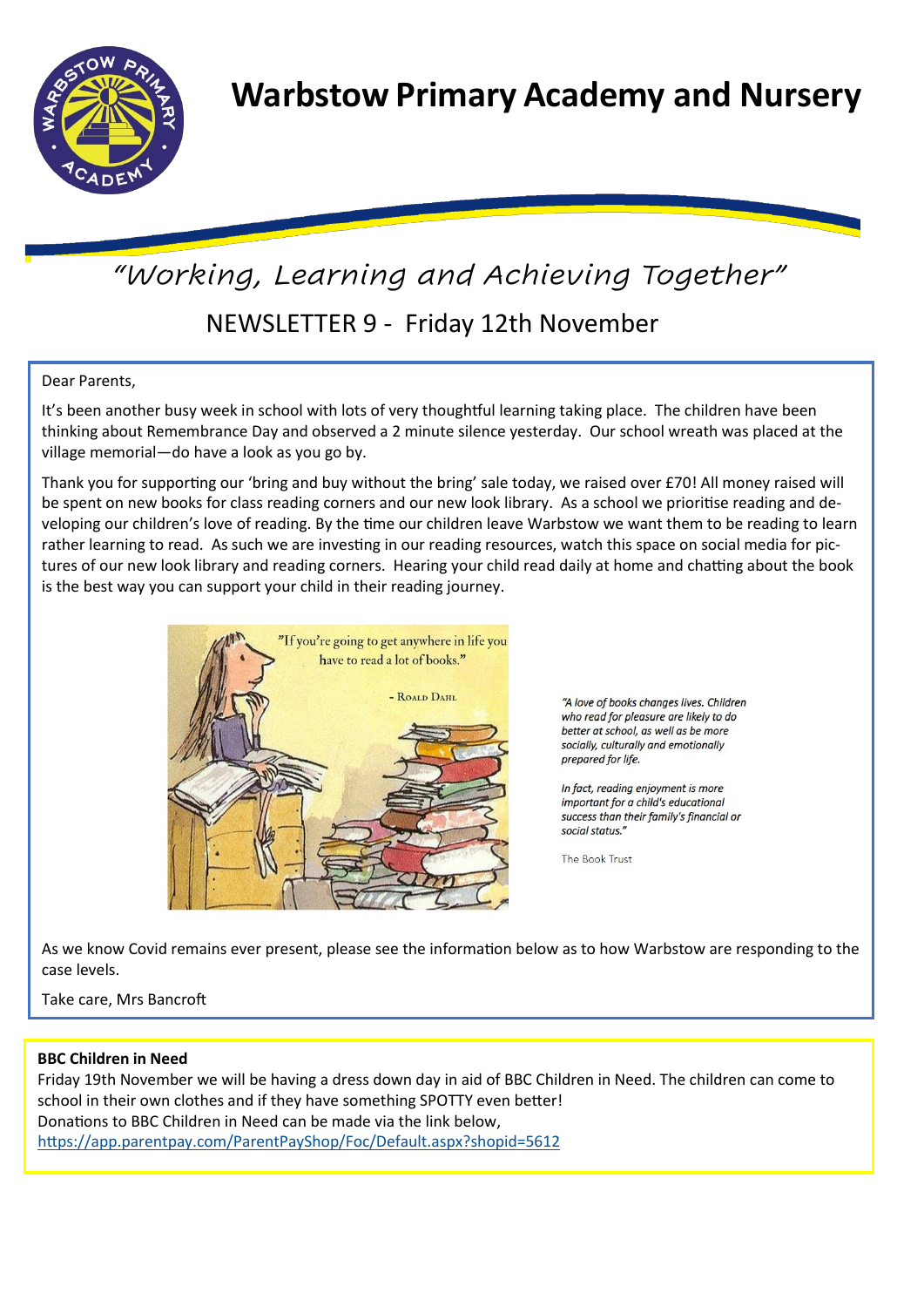# Warbstow Primary Academy and Nursery

*"Working, Learning and Achieving Together"*

## NEWSLETTER 9 - Friday 12th November

Dear Parents,

It's been another busy week in school with lots of very thoughtful learning taking place. The children have been thinking about Remembrance Day and observed a 2 minute silence yesterday. Our school wreath was placed at the village memorial—do have a look as you go by.

Thank you for supporting our 'bring and buy without the bring' sale today, we raised over £70! All money raised will be spent on new books for class reading corners and our new look library. As a school we prioritise reading and developing our children's love of reading. By the time our children leave Warbstow we want them to be reading to learn rather learning to read. As such we are investing in our reading resources, watch this space on social media for pictures of our new look library and reading corners. Hearing your child read daily at home and chatting about the book is the best way you can support your child in their reading journey.

"If you're going to get anywhere in life you have to read a lot of books."

- Roald Dahl

*"A love of books changes lives. Children who read for pleasure are likely to do better at school, as well as be more socially, culturally and emotionally prepared for life.*

*In fact, reading enjoyment is more important for a child's educational success than their family's financial or social status."*

The Book Trust

As we know Covid remains ever present, please see the information below as to how Warbstow are responding to the case levels.

Take care, Mrs Bancroft

**BBC Children in Need**

Friday 19th November we will be having a dress down day in aid of BBC Children in Need. The children can come to school in their own clothes and if they have something SPOTTY even better!

Donations to BBC Children in Need can be made via the link below,

https://app.parentpay.com/ParentPayShop/Foc/Default.aspx?shopid=5612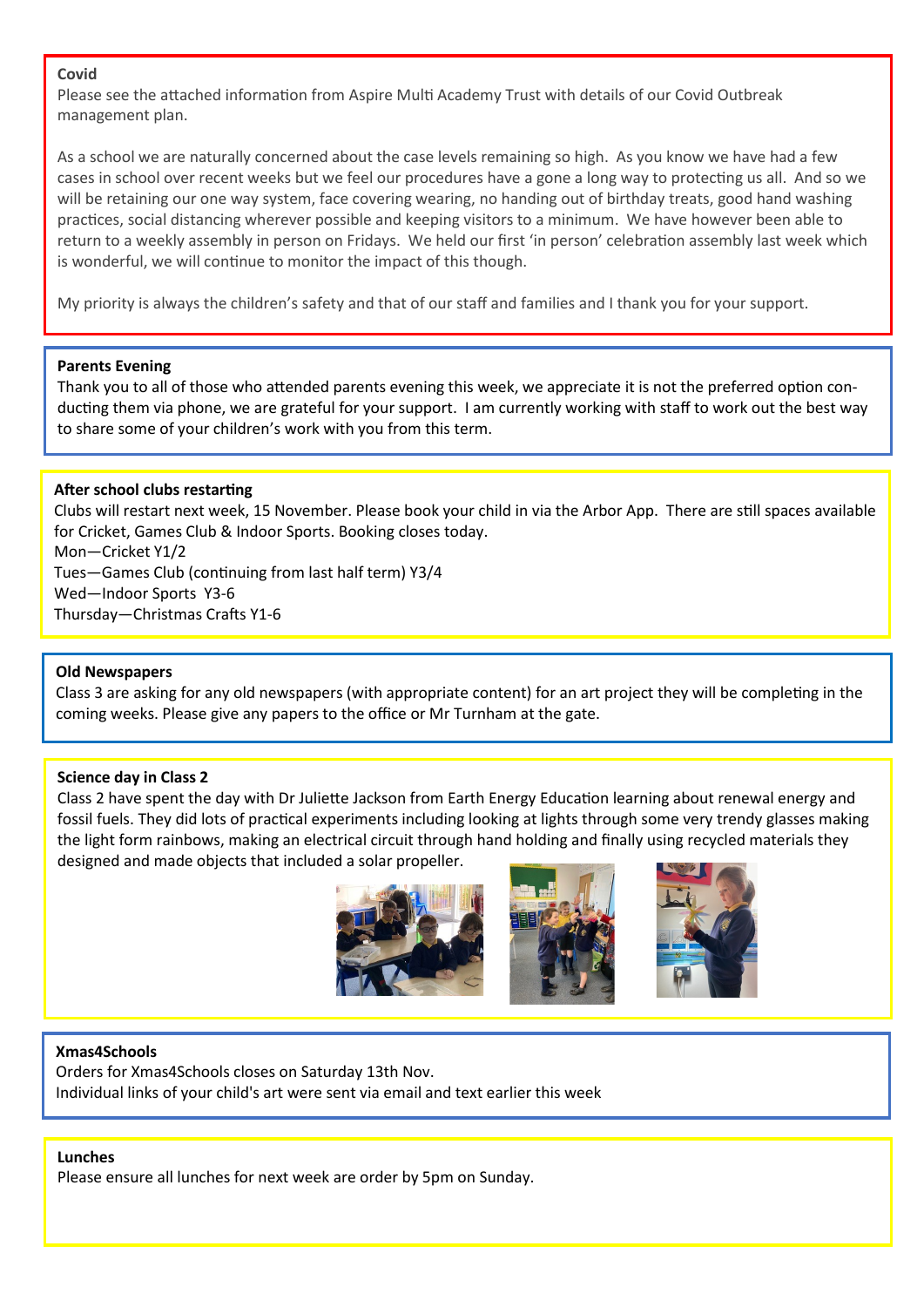### Covid

Please see the attached information from Aspire Multi Academy Trust with details of our Covid Outbreak management plan.

As a school we are naturally concerned about the case levels remaining so high. As you know we have had a few cases in school over recent weeks but we feel our procedures have a gone a long way to protecting us all. And so we will be retaining our one way system, face covering wearing, no handing out of birthday treats, good hand washing practices, social distancing wherever possible and keeping visitors to a minimum. We have however been able to return to a weekly assembly in person on Fridays. We held our first 'in person' celebration assembly last week which is wonderful, we will continue to monitor the impact of this though.

My priority is always the children's safety and that of our staff and families and I thank you for your support.

### Parents Evening

Thank you to all of those who attended parents evening this week, we appreciate it is not the preferred option conducting them via phone, we are grateful for your support. I am currently working with staff to work out the best way to share some of your children's work with you from this term.

### After school clubs restarting

Clubs will restart next week, 15 November. Please book your child in via the Arbor App. There are still spaces available for Cricket, Games Club & Indoor Sports. Booking closes today.

Mon—Cricket Y1/2
Tues—Games Club (continuing from last half term) Y3/4
Wed—Indoor Sports Y3-6
Thursday—Christmas Crafts Y1-6

### Old Newspapers

Class 3 are asking for any old newspapers (with appropriate content) for an art project they will be completing in the coming weeks. Please give any papers to the office or Mr Turnham at the gate.

### Science day in Class 2

Class 2 have spent the day with Dr Juliette Jackson from Earth Energy Education learning about renewal energy and fossil fuels. They did lots of practical experiments including looking at lights through some very trendy glasses making the light form rainbows, making an electrical circuit through hand holding and finally using recycled materials they designed and made objects that included a solar propeller.

### Xmas4Schools

Orders for Xmas4Schools closes on Saturday 13th Nov.
Individual links of your child's art were sent via email and text earlier this week

### Lunches

Please ensure all lunches for next week are order by 5pm on Sunday.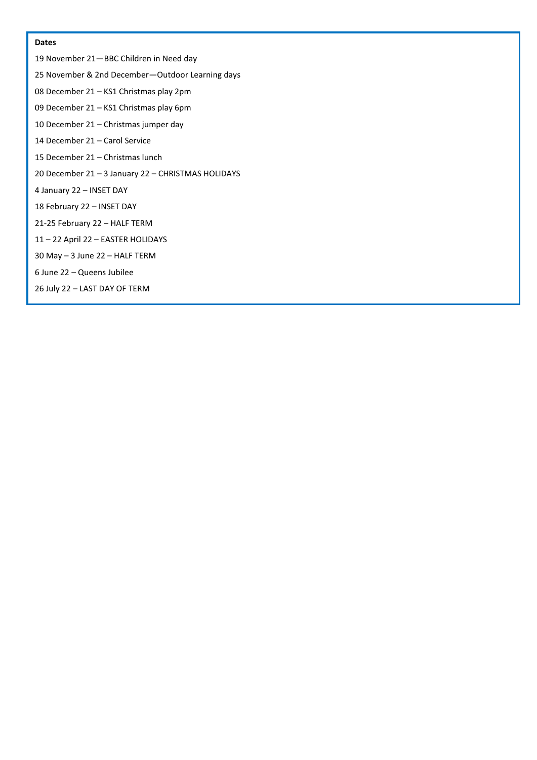**Dates**

19 November 21—BBC Children in Need day

25 November & 2nd December—Outdoor Learning days

08 December 21 – KS1 Christmas play 2pm

09 December 21 – KS1 Christmas play 6pm

10 December 21 – Christmas jumper day

14 December 21 – Carol Service

15 December 21 – Christmas lunch

20 December 21 – 3 January 22 – CHRISTMAS HOLIDAYS

4 January 22 – INSET DAY

18 February 22 – INSET DAY

21-25 February 22 – HALF TERM

11 – 22 April 22 – EASTER HOLIDAYS

30 May – 3 June 22 – HALF TERM

6 June 22 – Queens Jubilee

26 July 22 – LAST DAY OF TERM